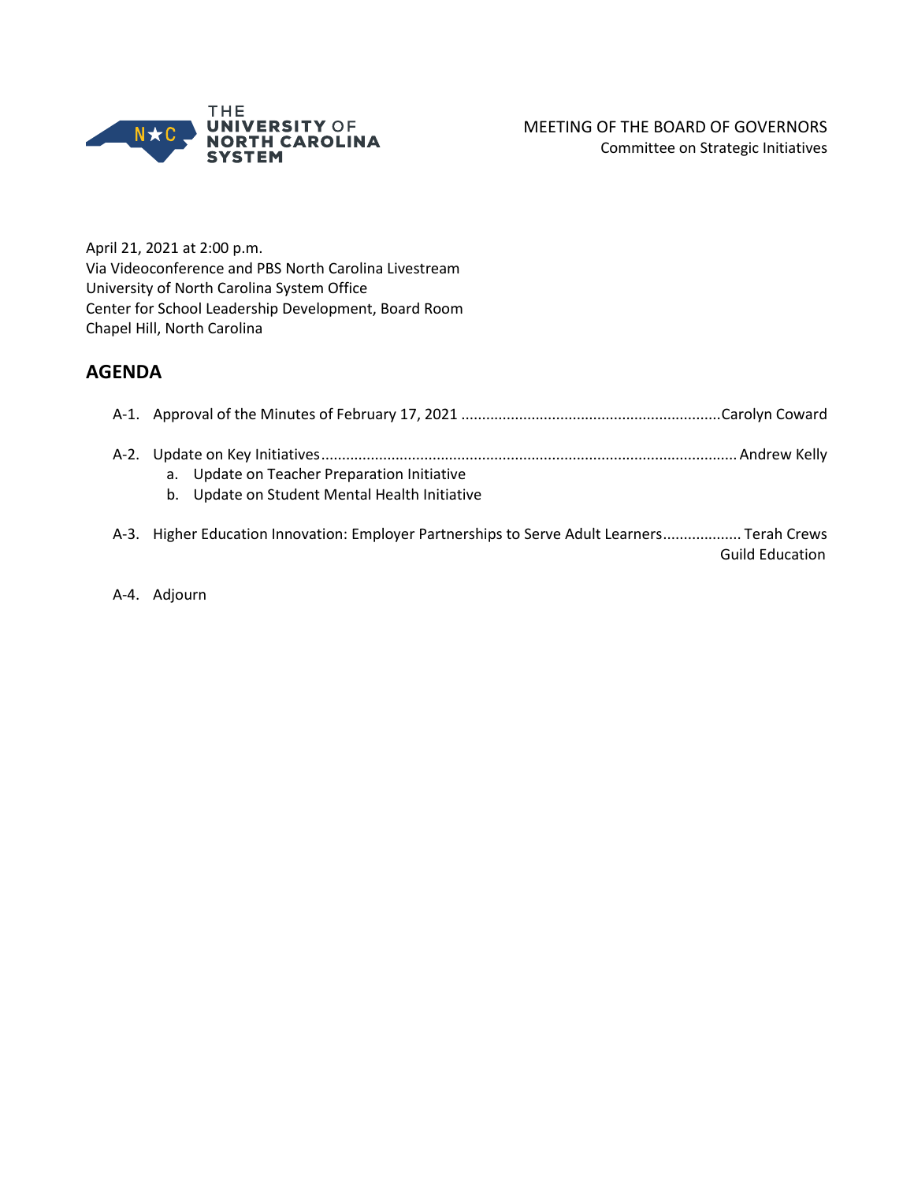THE UNIVERSITY OF NORTH CAROLINA SYSTEM

MEETING OF THE BOARD OF GOVERNORS
Committee on Strategic Initiatives

April 21, 2021 at 2:00 p.m.
Via Videoconference and PBS North Carolina Livestream
University of North Carolina System Office
Center for School Leadership Development, Board Room
Chapel Hill, North Carolina

## AGENDA

A-1. Approval of the Minutes of February 17, 2021 .............................................................Carolyn Coward

A-2. Update on Key Initiatives.................................................................................................... Andrew Kelly
   a. Update on Teacher Preparation Initiative
   b. Update on Student Mental Health Initiative

A-3. Higher Education Innovation: Employer Partnerships to Serve Adult Learners.................. Terah Crews
Guild Education

A-4. Adjourn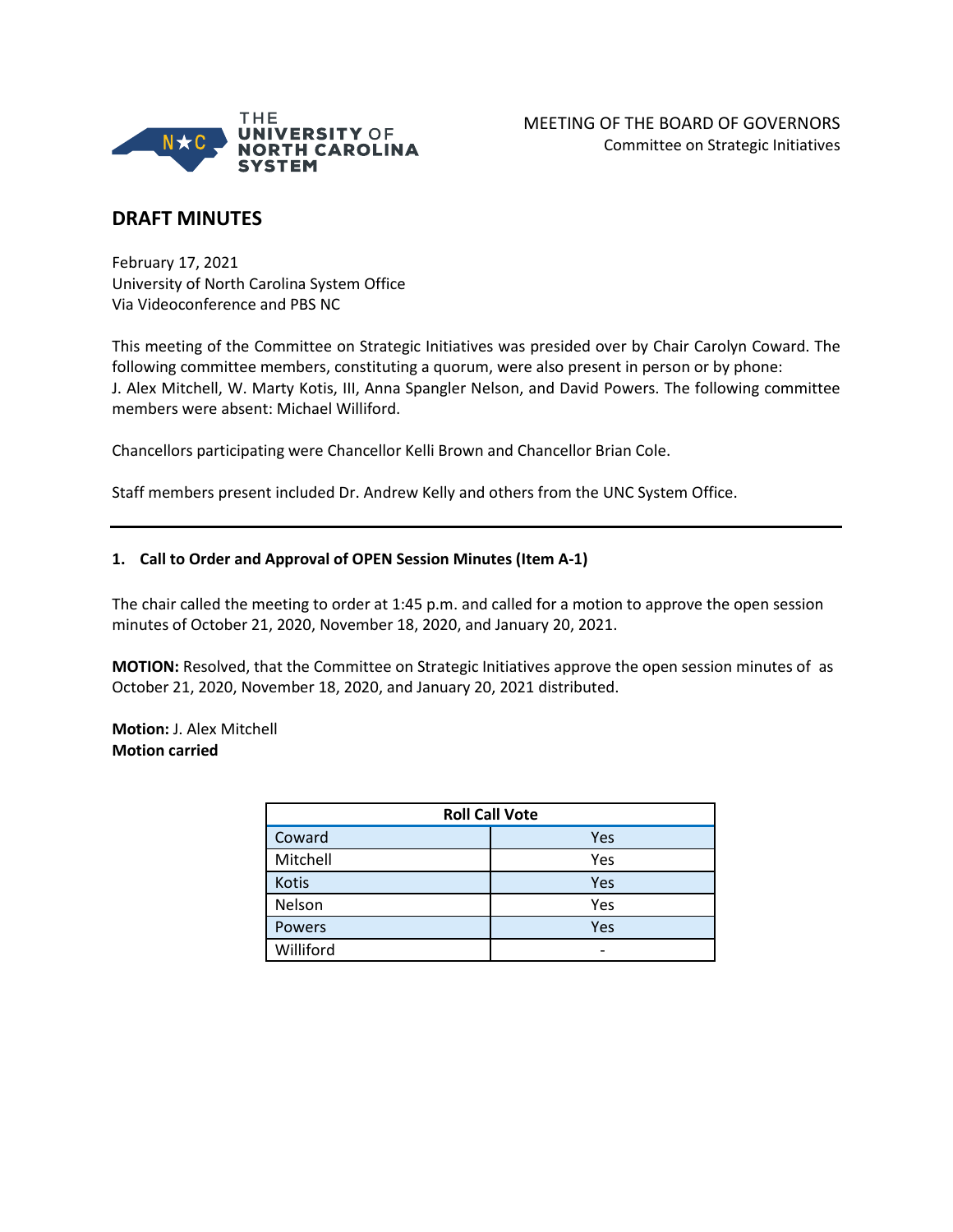MEETING OF THE BOARD OF GOVERNORS
Committee on Strategic Initiatives

## DRAFT MINUTES

February 17, 2021
University of North Carolina System Office
Via Videoconference and PBS NC

This meeting of the Committee on Strategic Initiatives was presided over by Chair Carolyn Coward. The following committee members, constituting a quorum, were also present in person or by phone: J. Alex Mitchell, W. Marty Kotis, III, Anna Spangler Nelson, and David Powers. The following committee members were absent: Michael Williford.

Chancellors participating were Chancellor Kelli Brown and Chancellor Brian Cole.

Staff members present included Dr. Andrew Kelly and others from the UNC System Office.

---

### 1. Call to Order and Approval of OPEN Session Minutes (Item A-1)

The chair called the meeting to order at 1:45 p.m. and called for a motion to approve the open session minutes of October 21, 2020, November 18, 2020, and January 20, 2021.

**MOTION:** Resolved, that the Committee on Strategic Initiatives approve the open session minutes of as October 21, 2020, November 18, 2020, and January 20, 2021 distributed.

**Motion:** J. Alex Mitchell
**Motion carried**

| Roll Call Vote | |
|---|---|
| Coward | Yes |
| Mitchell | Yes |
| Kotis | Yes |
| Nelson | Yes |
| Powers | Yes |
| Williford | - |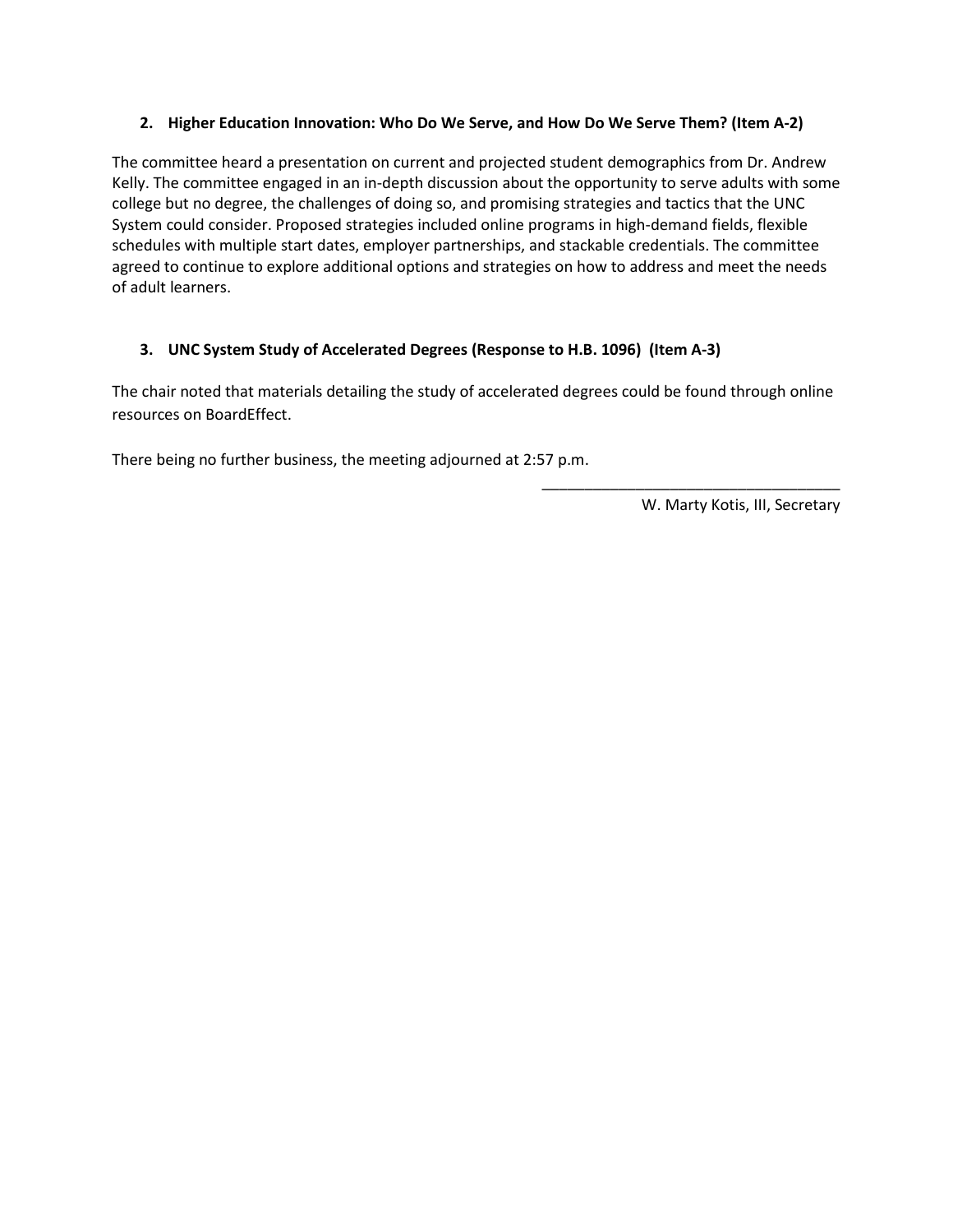### 2. Higher Education Innovation: Who Do We Serve, and How Do We Serve Them? (Item A-2)

The committee heard a presentation on current and projected student demographics from Dr. Andrew Kelly. The committee engaged in an in-depth discussion about the opportunity to serve adults with some college but no degree, the challenges of doing so, and promising strategies and tactics that the UNC System could consider. Proposed strategies included online programs in high-demand fields, flexible schedules with multiple start dates, employer partnerships, and stackable credentials. The committee agreed to continue to explore additional options and strategies on how to address and meet the needs of adult learners.

### 3. UNC System Study of Accelerated Degrees (Response to H.B. 1096) (Item A-3)

The chair noted that materials detailing the study of accelerated degrees could be found through online resources on BoardEffect.

There being no further business, the meeting adjourned at 2:57 p.m.

\_\_\_\_\_\_\_\_\_\_\_\_\_\_\_\_\_\_\_\_\_\_\_\_\_\_\_\_\_\_\_\_\_\_\_\_

W. Marty Kotis, III, Secretary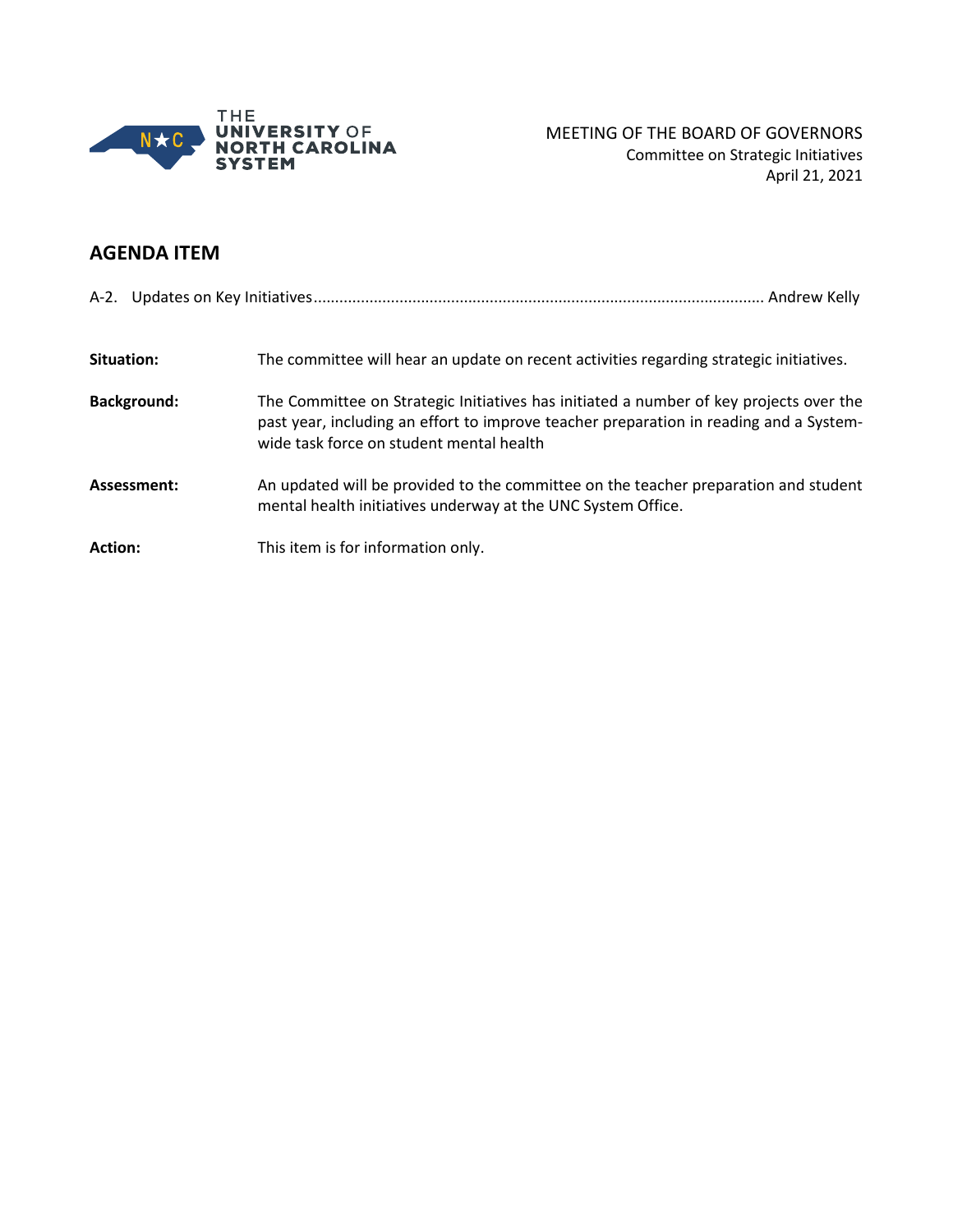MEETING OF THE BOARD OF GOVERNORS
Committee on Strategic Initiatives
April 21, 2021

## AGENDA ITEM

A-2. Updates on Key Initiatives........................................................................................................ Andrew Kelly

**Situation:** The committee will hear an update on recent activities regarding strategic initiatives.

**Background:** The Committee on Strategic Initiatives has initiated a number of key projects over the past year, including an effort to improve teacher preparation in reading and a System-wide task force on student mental health

**Assessment:** An updated will be provided to the committee on the teacher preparation and student mental health initiatives underway at the UNC System Office.

**Action:** This item is for information only.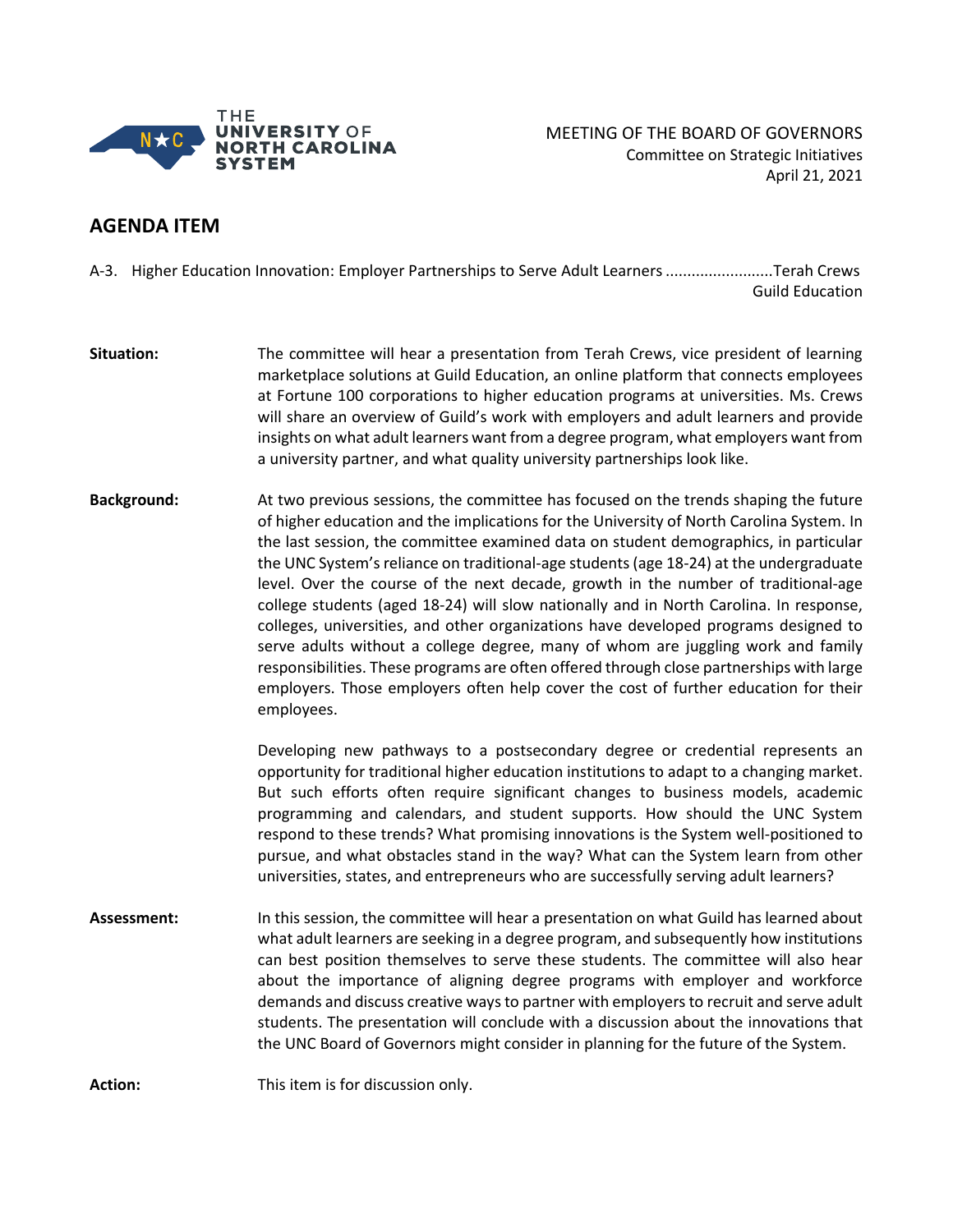THE UNIVERSITY OF NORTH CAROLINA SYSTEM

MEETING OF THE BOARD OF GOVERNORS
Committee on Strategic Initiatives
April 21, 2021

## AGENDA ITEM

A-3. Higher Education Innovation: Employer Partnerships to Serve Adult Learners .........................Terah Crews
Guild Education

**Situation:** The committee will hear a presentation from Terah Crews, vice president of learning marketplace solutions at Guild Education, an online platform that connects employees at Fortune 100 corporations to higher education programs at universities. Ms. Crews will share an overview of Guild's work with employers and adult learners and provide insights on what adult learners want from a degree program, what employers want from a university partner, and what quality university partnerships look like.

**Background:** At two previous sessions, the committee has focused on the trends shaping the future of higher education and the implications for the University of North Carolina System. In the last session, the committee examined data on student demographics, in particular the UNC System's reliance on traditional-age students (age 18-24) at the undergraduate level. Over the course of the next decade, growth in the number of traditional-age college students (aged 18-24) will slow nationally and in North Carolina. In response, colleges, universities, and other organizations have developed programs designed to serve adults without a college degree, many of whom are juggling work and family responsibilities. These programs are often offered through close partnerships with large employers. Those employers often help cover the cost of further education for their employees.

Developing new pathways to a postsecondary degree or credential represents an opportunity for traditional higher education institutions to adapt to a changing market. But such efforts often require significant changes to business models, academic programming and calendars, and student supports. How should the UNC System respond to these trends? What promising innovations is the System well-positioned to pursue, and what obstacles stand in the way? What can the System learn from other universities, states, and entrepreneurs who are successfully serving adult learners?

**Assessment:** In this session, the committee will hear a presentation on what Guild has learned about what adult learners are seeking in a degree program, and subsequently how institutions can best position themselves to serve these students. The committee will also hear about the importance of aligning degree programs with employer and workforce demands and discuss creative ways to partner with employers to recruit and serve adult students. The presentation will conclude with a discussion about the innovations that the UNC Board of Governors might consider in planning for the future of the System.

**Action:** This item is for discussion only.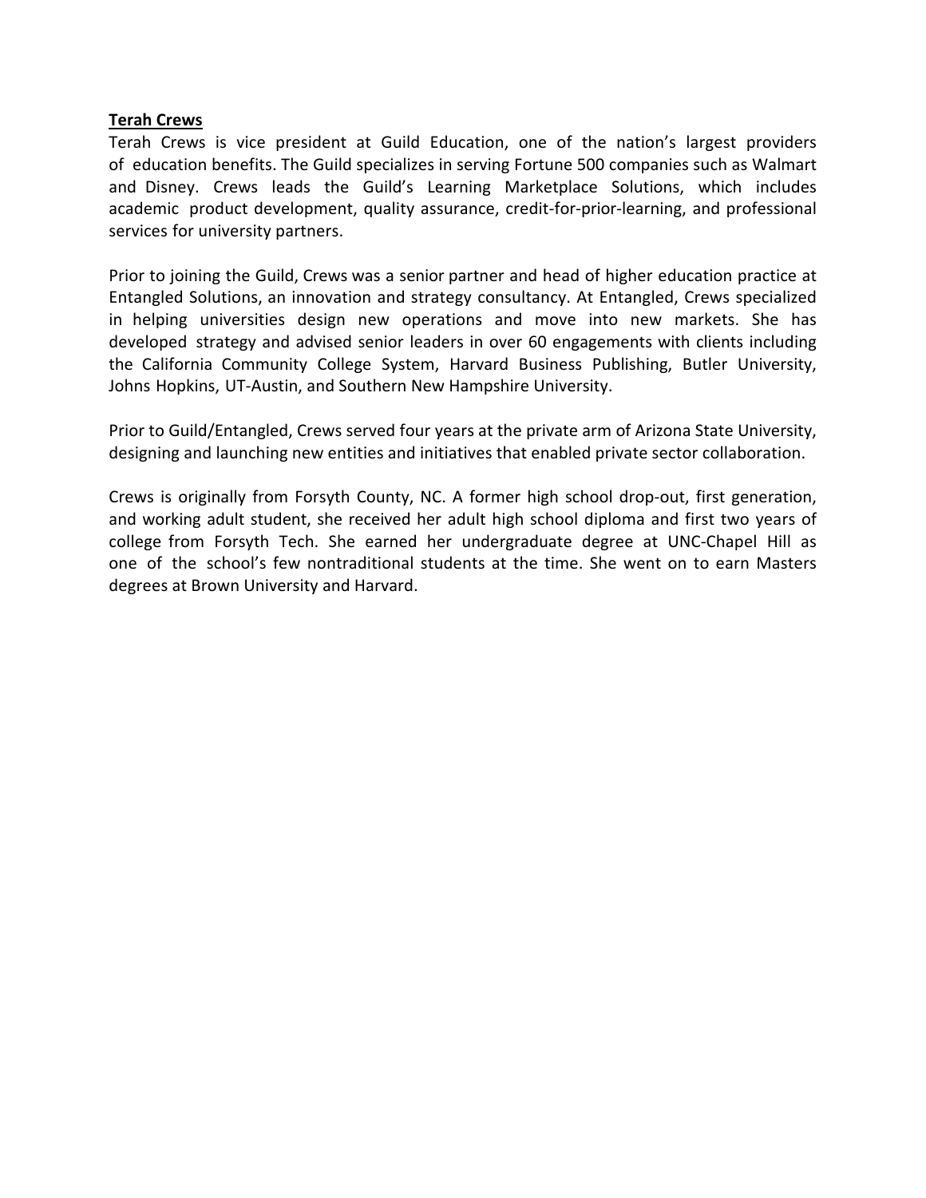**Terah Crews**

Terah Crews is vice president at Guild Education, one of the nation's largest providers of education benefits. The Guild specializes in serving Fortune 500 companies such as Walmart and Disney. Crews leads the Guild's Learning Marketplace Solutions, which includes academic product development, quality assurance, credit-for-prior-learning, and professional services for university partners.

Prior to joining the Guild, Crews was a senior partner and head of higher education practice at Entangled Solutions, an innovation and strategy consultancy. At Entangled, Crews specialized in helping universities design new operations and move into new markets. She has developed strategy and advised senior leaders in over 60 engagements with clients including the California Community College System, Harvard Business Publishing, Butler University, Johns Hopkins, UT-Austin, and Southern New Hampshire University.

Prior to Guild/Entangled, Crews served four years at the private arm of Arizona State University, designing and launching new entities and initiatives that enabled private sector collaboration.

Crews is originally from Forsyth County, NC. A former high school drop-out, first generation, and working adult student, she received her adult high school diploma and first two years of college from Forsyth Tech. She earned her undergraduate degree at UNC-Chapel Hill as one of the school's few nontraditional students at the time. She went on to earn Masters degrees at Brown University and Harvard.